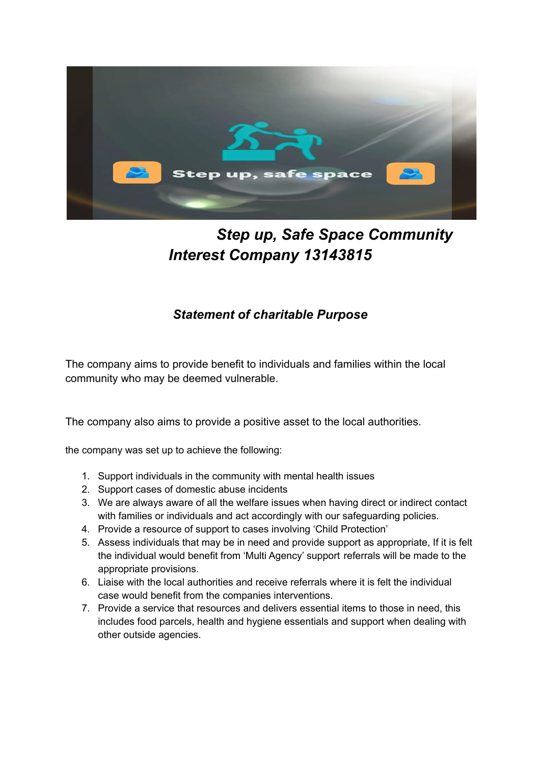# *Step up, Safe Space Community Interest Company 13143815*

## *Statement of charitable Purpose*

The company aims to provide benefit to individuals and families within the local community who may be deemed vulnerable.

The company also aims to provide a positive asset to the local authorities.

the company was set up to achieve the following:

1. Support individuals in the community with mental health issues
2. Support cases of domestic abuse incidents
3. We are always aware of all the welfare issues when having direct or indirect contact with families or individuals and act accordingly with our safeguarding policies.
4. Provide a resource of support to cases involving 'Child Protection'
5. Assess individuals that may be in need and provide support as appropriate, If it is felt the individual would benefit from 'Multi Agency' support referrals will be made to the appropriate provisions.
6. Liaise with the local authorities and receive referrals where it is felt the individual case would benefit from the companies interventions.
7. Provide a service that resources and delivers essential items to those in need, this includes food parcels, health and hygiene essentials and support when dealing with other outside agencies.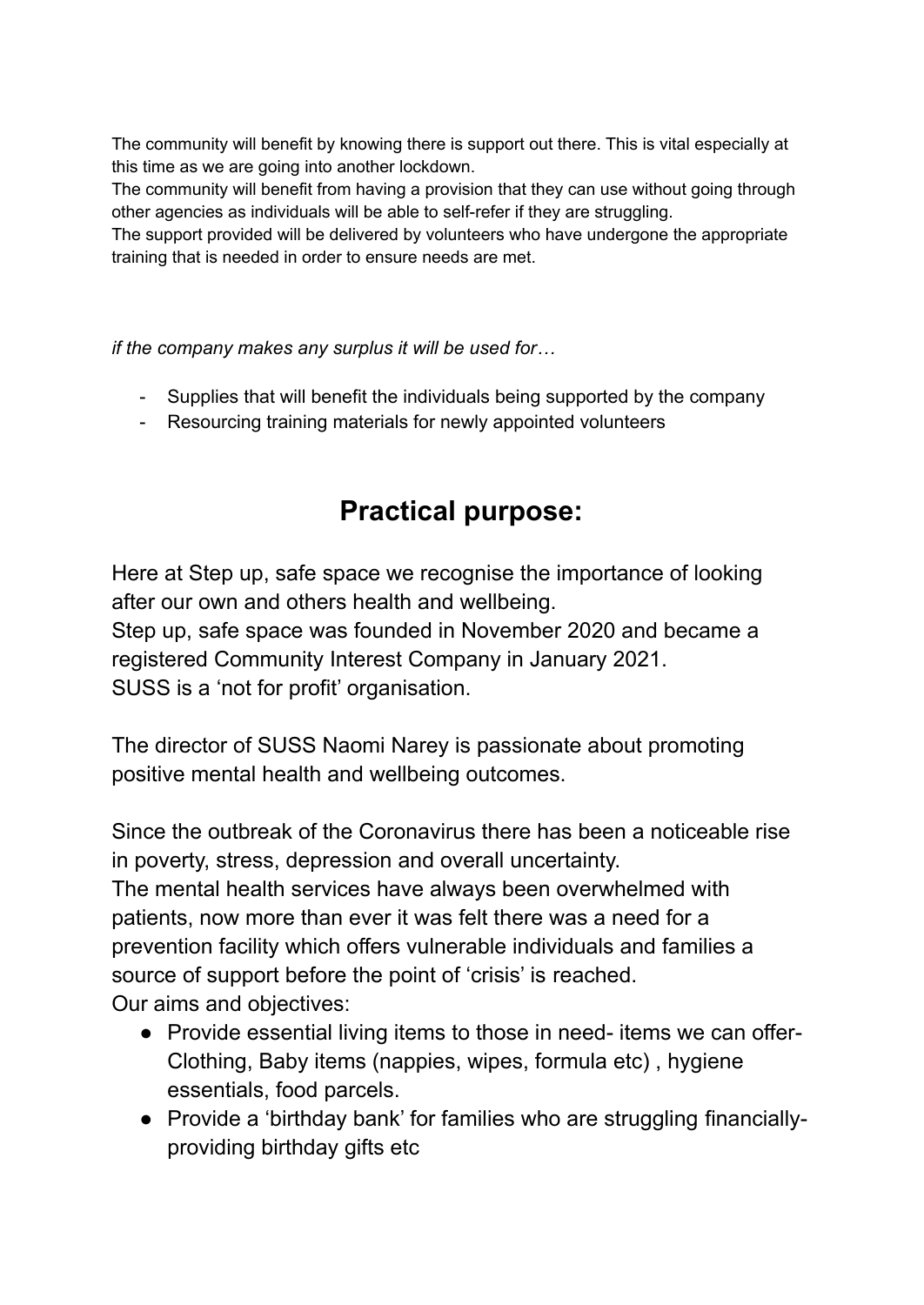The community will benefit by knowing there is support out there. This is vital especially at this time as we are going into another lockdown.
The community will benefit from having a provision that they can use without going through other agencies as individuals will be able to self-refer if they are struggling.
The support provided will be delivered by volunteers who have undergone the appropriate training that is needed in order to ensure needs are met.

*if the company makes any surplus it will be used for…*

- Supplies that will benefit the individuals being supported by the company
- Resourcing training materials for newly appointed volunteers

## Practical purpose:

Here at Step up, safe space we recognise the importance of looking after our own and others health and wellbeing.
Step up, safe space was founded in November 2020 and became a registered Community Interest Company in January 2021.
SUSS is a 'not for profit' organisation.

The director of SUSS Naomi Narey is passionate about promoting positive mental health and wellbeing outcomes.

Since the outbreak of the Coronavirus there has been a noticeable rise in poverty, stress, depression and overall uncertainty.
The mental health services have always been overwhelmed with patients, now more than ever it was felt there was a need for a prevention facility which offers vulnerable individuals and families a source of support before the point of 'crisis' is reached.
Our aims and objectives:

- Provide essential living items to those in need- items we can offer- Clothing, Baby items (nappies, wipes, formula etc) , hygiene essentials, food parcels.
- Provide a 'birthday bank' for families who are struggling financially- providing birthday gifts etc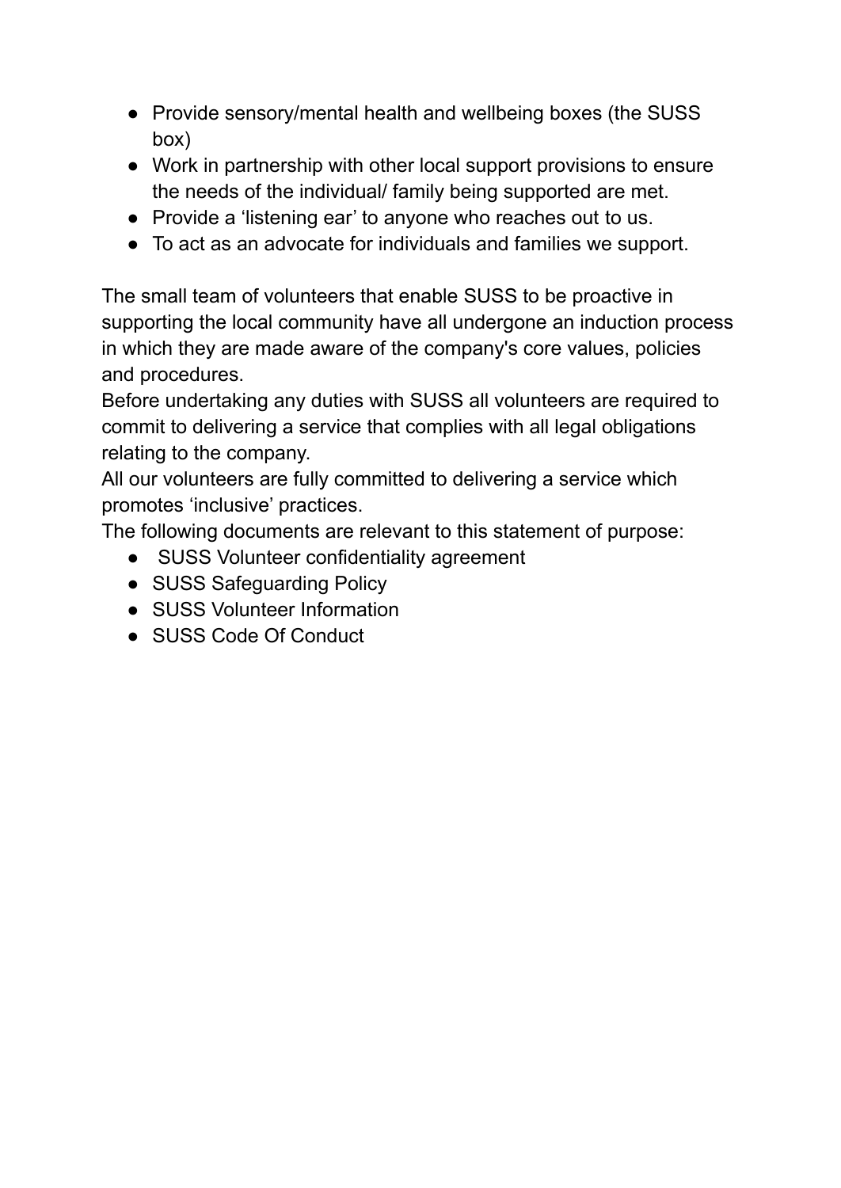- Provide sensory/mental health and wellbeing boxes (the SUSS box)
- Work in partnership with other local support provisions to ensure the needs of the individual/ family being supported are met.
- Provide a 'listening ear' to anyone who reaches out to us.
- To act as an advocate for individuals and families we support.

The small team of volunteers that enable SUSS to be proactive in supporting the local community have all undergone an induction process in which they are made aware of the company's core values, policies and procedures.
Before undertaking any duties with SUSS all volunteers are required to commit to delivering a service that complies with all legal obligations relating to the company.
All our volunteers are fully committed to delivering a service which promotes 'inclusive' practices.
The following documents are relevant to this statement of purpose:

- SUSS Volunteer confidentiality agreement
- SUSS Safeguarding Policy
- SUSS Volunteer Information
- SUSS Code Of Conduct